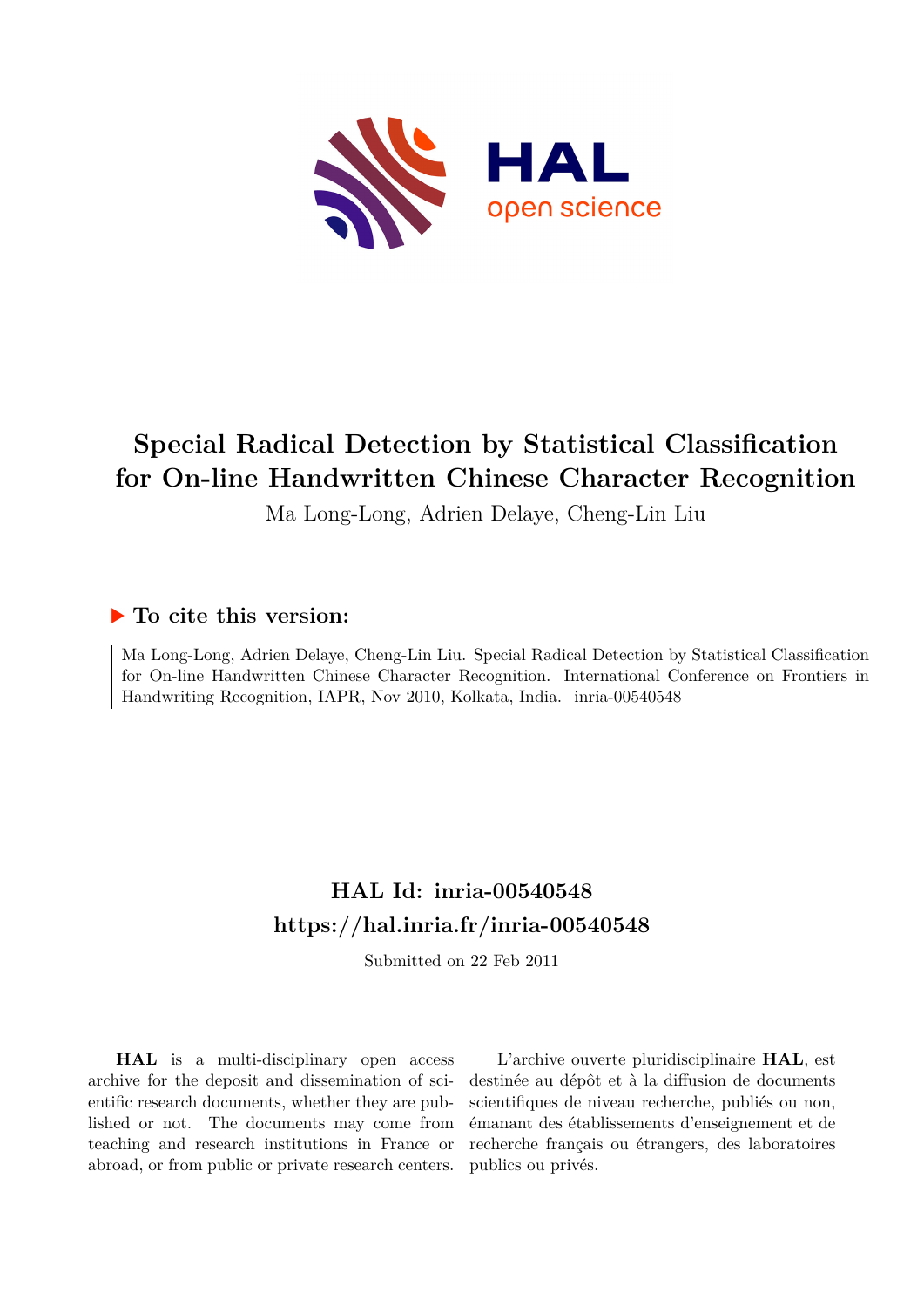# Special Radical Detection by Statistical Classification for On-line Handwritten Chinese Character Recognition

Ma Long-Long, Adrien Delaye, Cheng-Lin Liu

## To cite this version:

Ma Long-Long, Adrien Delaye, Cheng-Lin Liu. Special Radical Detection by Statistical Classification for On-line Handwritten Chinese Character Recognition. International Conference on Frontiers in Handwriting Recognition, IAPR, Nov 2010, Kolkata, India. inria-00540548

## HAL Id: inria-00540548

## https://hal.inria.fr/inria-00540548

Submitted on 22 Feb 2011

**HAL** is a multi-disciplinary open access archive for the deposit and dissemination of scientific research documents, whether they are published or not. The documents may come from teaching and research institutions in France or abroad, or from public or private research centers.

L'archive ouverte pluridisciplinaire **HAL**, est destinée au dépôt et à la diffusion de documents scientifiques de niveau recherche, publiés ou non, émanant des établissements d'enseignement et de recherche français ou étrangers, des laboratoires publics ou privés.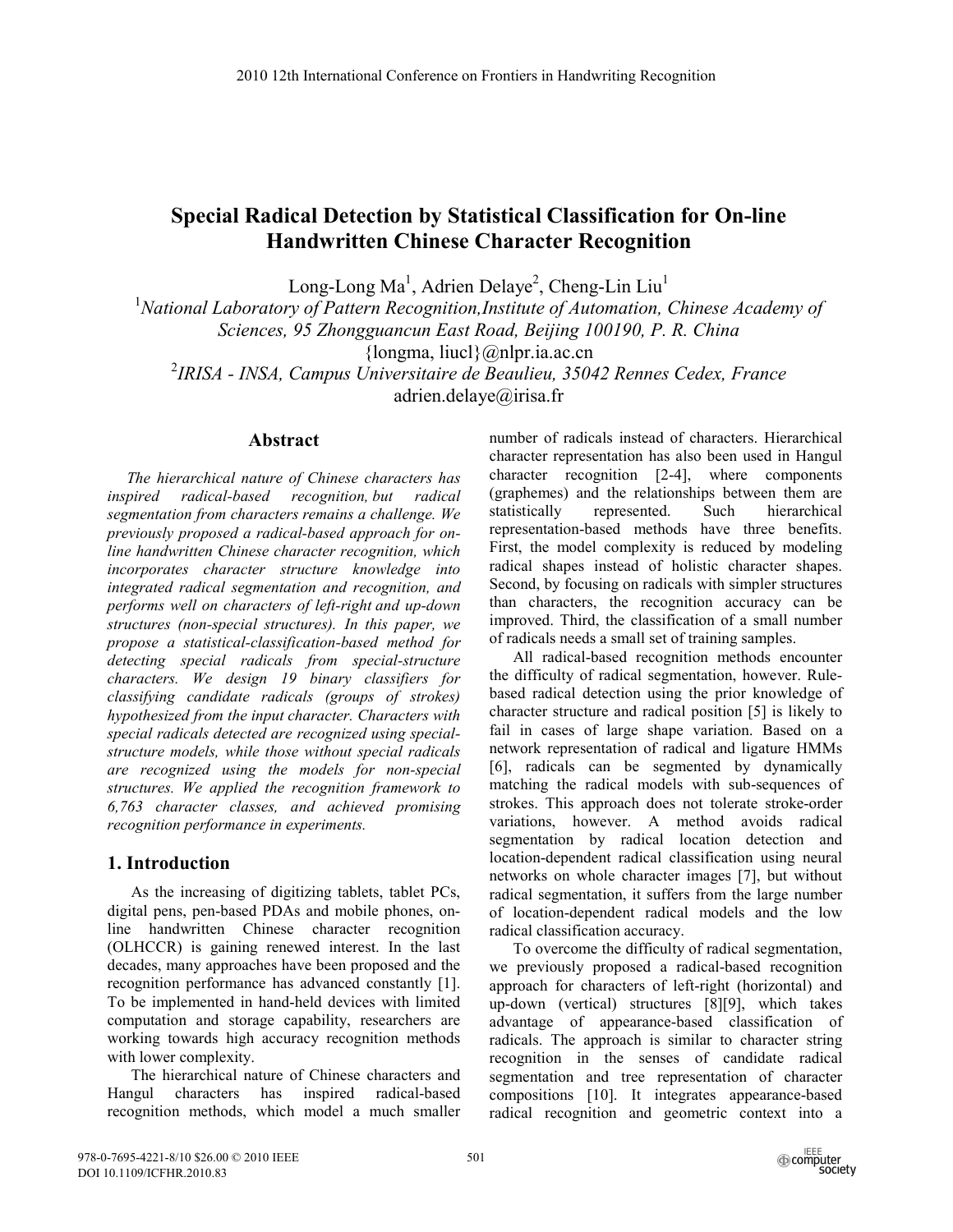# Special Radical Detection by Statistical Classification for On-line Handwritten Chinese Character Recognition

Long-Long Ma[1], Adrien Delaye[2], Cheng-Lin Liu[1]

[1]*National Laboratory of Pattern Recognition, Institute of Automation, Chinese Academy of Sciences, 95 Zhongguancun East Road, Beijing 100190, P. R. China*
{longma, liucl}@nlpr.ia.ac.cn

[2]*IRISA - INSA, Campus Universitaire de Beaulieu, 35042 Rennes Cedex, France*
adrien.delaye@irisa.fr

## Abstract

*The hierarchical nature of Chinese characters has inspired radical-based recognition, but radical segmentation from characters remains a challenge. We previously proposed a radical-based approach for on-line handwritten Chinese character recognition, which incorporates character structure knowledge into integrated radical segmentation and recognition, and performs well on characters of left-right and up-down structures (non-special structures). In this paper, we propose a statistical-classification-based method for detecting special radicals from special-structure characters. We design 19 binary classifiers for classifying candidate radicals (groups of strokes) hypothesized from the input character. Characters with special radicals detected are recognized using special-structure models, while those without special radicals are recognized using the models for non-special structures. We applied the recognition framework to 6,763 character classes, and achieved promising recognition performance in experiments.*

## 1. Introduction

As the increasing of digitizing tablets, tablet PCs, digital pens, pen-based PDAs and mobile phones, on-line handwritten Chinese character recognition (OLHCCR) is gaining renewed interest. In the last decades, many approaches have been proposed and the recognition performance has advanced constantly [1]. To be implemented in hand-held devices with limited computation and storage capability, researchers are working towards high accuracy recognition methods with lower complexity.

The hierarchical nature of Chinese characters and Hangul characters has inspired radical-based recognition methods, which model a much smaller number of radicals instead of characters. Hierarchical character representation has also been used in Hangul character recognition [2-4], where components (graphemes) and the relationships between them are statistically represented. Such hierarchical representation-based methods have three benefits. First, the model complexity is reduced by modeling radical shapes instead of holistic character shapes. Second, by focusing on radicals with simpler structures than characters, the recognition accuracy can be improved. Third, the classification of a small number of radicals needs a small set of training samples.

All radical-based recognition methods encounter the difficulty of radical segmentation, however. Rule-based radical detection using the prior knowledge of character structure and radical position [5] is likely to fail in cases of large shape variation. Based on a network representation of radical and ligature HMMs [6], radicals can be segmented by dynamically matching the radical models with sub-sequences of strokes. This approach does not tolerate stroke-order variations, however. A method avoids radical segmentation by radical location detection and location-dependent radical classification using neural networks on whole character images [7], but without radical segmentation, it suffers from the large number of location-dependent radical models and the low radical classification accuracy.

To overcome the difficulty of radical segmentation, we previously proposed a radical-based recognition approach for characters of left-right (horizontal) and up-down (vertical) structures [8][9], which takes advantage of appearance-based classification of radicals. The approach is similar to character string recognition in the senses of candidate radical segmentation and tree representation of character compositions [10]. It integrates appearance-based radical recognition and geometric context into a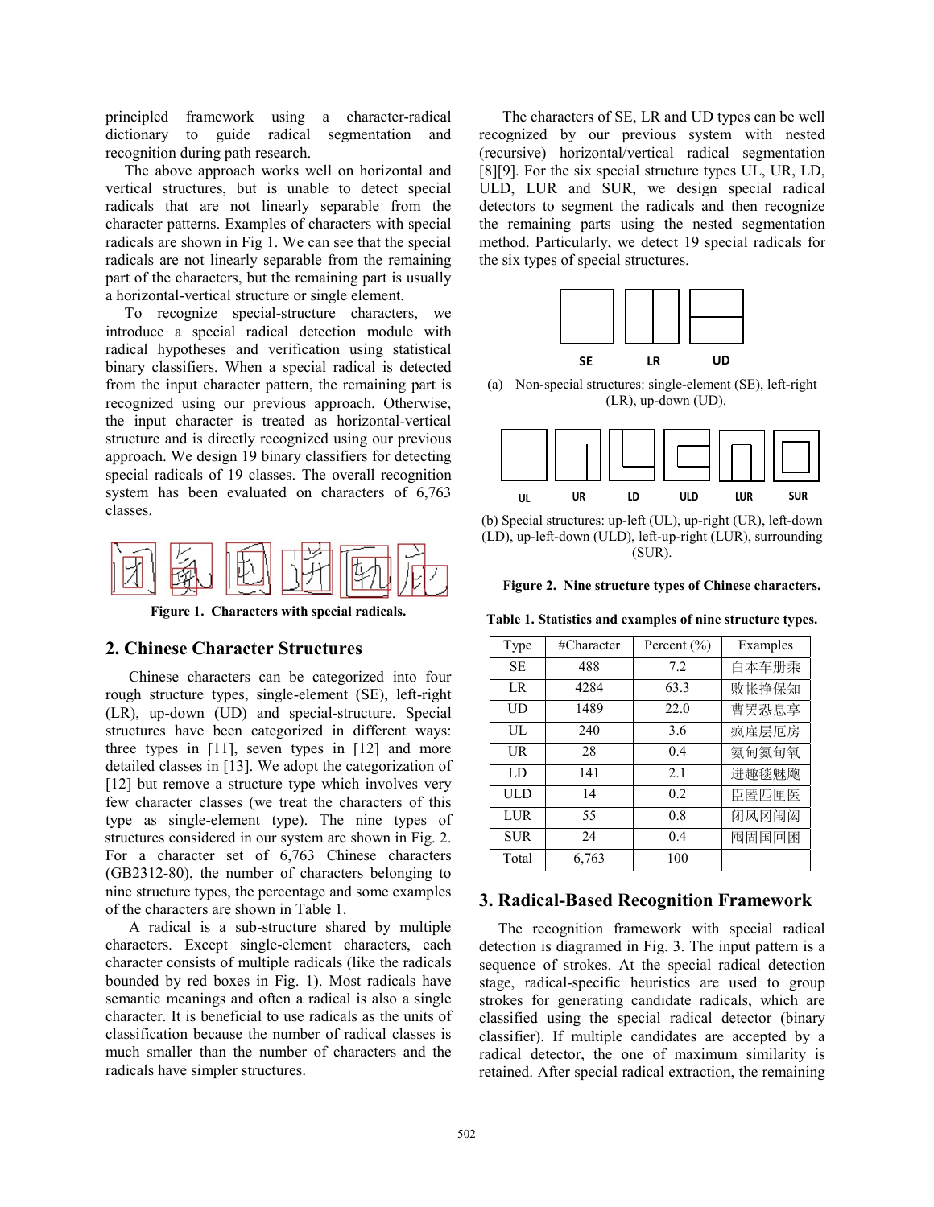principled framework using a character-radical dictionary to guide radical segmentation and recognition during path research.

The above approach works well on horizontal and vertical structures, but is unable to detect special radicals that are not linearly separable from the character patterns. Examples of characters with special radicals are shown in Fig 1. We can see that the special radicals are not linearly separable from the remaining part of the characters, but the remaining part is usually a horizontal-vertical structure or single element.

To recognize special-structure characters, we introduce a special radical detection module with radical hypotheses and verification using statistical binary classifiers. When a special radical is detected from the input character pattern, the remaining part is recognized using our previous approach. Otherwise, the input character is treated as horizontal-vertical structure and is directly recognized using our previous approach. We design 19 binary classifiers for detecting special radicals of 19 classes. The overall recognition system has been evaluated on characters of 6,763 classes.

**Figure 1. Characters with special radicals.**

## 2. Chinese Character Structures

Chinese characters can be categorized into four rough structure types, single-element (SE), left-right (LR), up-down (UD) and special-structure. Special structures have been categorized in different ways: three types in [11], seven types in [12] and more detailed classes in [13]. We adopt the categorization of [12] but remove a structure type which involves very few character classes (we treat the characters of this type as single-element type). The nine types of structures considered in our system are shown in Fig. 2. For a character set of 6,763 Chinese characters (GB2312-80), the number of characters belonging to nine structure types, the percentage and some examples of the characters are shown in Table 1.

A radical is a sub-structure shared by multiple characters. Except single-element characters, each character consists of multiple radicals (like the radicals bounded by red boxes in Fig. 1). Most radicals have semantic meanings and often a radical is also a single character. It is beneficial to use radicals as the units of classification because the number of radical classes is much smaller than the number of characters and the radicals have simpler structures.

The characters of SE, LR and UD types can be well recognized by our previous system with nested (recursive) horizontal/vertical radical segmentation [8][9]. For the six special structure types UL, UR, LD, ULD, LUR and SUR, we design special radical detectors to segment the radicals and then recognize the remaining parts using the nested segmentation method. Particularly, we detect 19 special radicals for the six types of special structures.

SE LR UD

(a) Non-special structures: single-element (SE), left-right (LR), up-down (UD).

UL UR LD ULD LUR SUR

(b) Special structures: up-left (UL), up-right (UR), left-down (LD), up-left-down (ULD), left-up-right (LUR), surrounding (SUR).

**Figure 2. Nine structure types of Chinese characters.**

**Table 1. Statistics and examples of nine structure types.**

| Type | #Character | Percent (%) | Examples |
|---|---|---|---|
| SE | 488 | 7.2 | 白本车册乘 |
| LR | 4284 | 63.3 | 败帐挣保知 |
| UD | 1489 | 22.0 | 曹罢恐息享 |
| UL | 240 | 3.6 | 疯雇层厄房 |
| UR | 28 | 0.4 | 氨甸氮旬氧 |
| LD | 141 | 2.1 | 迸趣毯魅飑 |
| ULD | 14 | 0.2 | 臣匿匹匣医 |
| LUR | 55 | 0.8 | 闭风冈闹闵 |
| SUR | 24 | 0.4 | 囤固国回困 |
| Total | 6,763 | 100 | |

## 3. Radical-Based Recognition Framework

The recognition framework with special radical detection is diagramed in Fig. 3. The input pattern is a sequence of strokes. At the special radical detection stage, radical-specific heuristics are used to group strokes for generating candidate radicals, which are classified using the special radical detector (binary classifier). If multiple candidates are accepted by a radical detector, the one of maximum similarity is retained. After special radical extraction, the remaining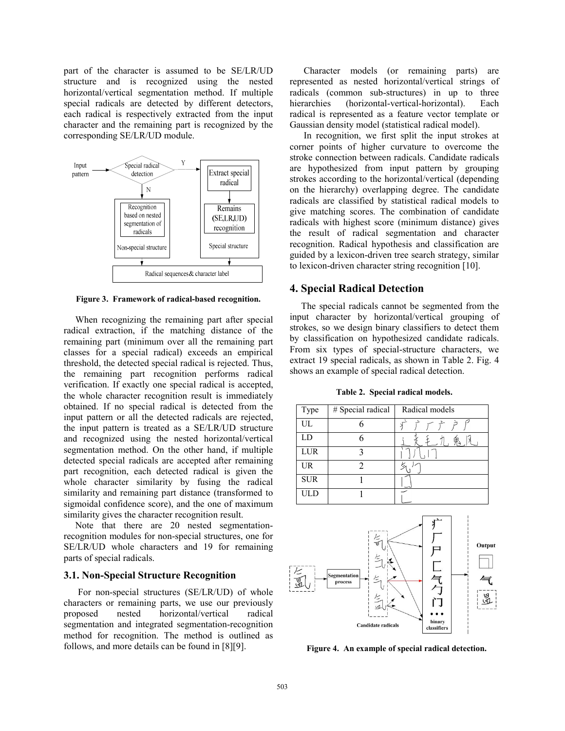part of the character is assumed to be SE/LR/UD structure and is recognized using the nested horizontal/vertical segmentation method. If multiple special radicals are detected by different detectors, each radical is respectively extracted from the input character and the remaining part is recognized by the corresponding SE/LR/UD module.

**Figure 3. Framework of radical-based recognition.**

When recognizing the remaining part after special radical extraction, if the matching distance of the remaining part (minimum over all the remaining part classes for a special radical) exceeds an empirical threshold, the detected special radical is rejected. Thus, the remaining part recognition performs radical verification. If exactly one special radical is accepted, the whole character recognition result is immediately obtained. If no special radical is detected from the input pattern or all the detected radicals are rejected, the input pattern is treated as a SE/LR/UD structure and recognized using the nested horizontal/vertical segmentation method. On the other hand, if multiple detected special radicals are accepted after remaining part recognition, each detected radical is given the whole character similarity by fusing the radical similarity and remaining part distance (transformed to sigmoidal confidence score), and the one of maximum similarity gives the character recognition result.

Note that there are 20 nested segmentation-recognition modules for non-special structures, one for SE/LR/UD whole characters and 19 for remaining parts of special radicals.

### 3.1. Non-Special Structure Recognition

For non-special structures (SE/LR/UD) of whole characters or remaining parts, we use our previously proposed nested horizontal/vertical radical segmentation and integrated segmentation-recognition method for recognition. The method is outlined as follows, and more details can be found in [8][9].

Character models (or remaining parts) are represented as nested horizontal/vertical strings of radicals (common sub-structures) in up to three hierarchies (horizontal-vertical-horizontal). Each radical is represented as a feature vector template or Gaussian density model (statistical radical model).

In recognition, we first split the input strokes at corner points of higher curvature to overcome the stroke connection between radicals. Candidate radicals are hypothesized from input pattern by grouping strokes according to the horizontal/vertical (depending on the hierarchy) overlapping degree. The candidate radicals are classified by statistical radical models to give matching scores. The combination of candidate radicals with highest score (minimum distance) gives the result of radical segmentation and character recognition. Radical hypothesis and classification are guided by a lexicon-driven tree search strategy, similar to lexicon-driven character string recognition [10].

## 4. Special Radical Detection

The special radicals cannot be segmented from the input character by horizontal/vertical grouping of strokes, so we design binary classifiers to detect them by classification on hypothesized candidate radicals. From six types of special-structure characters, we extract 19 special radicals, as shown in Table 2. Fig. 4 shows an example of special radical detection.

**Table 2. Special radical models.**

| Type | # Special radical | Radical models |
|---|---|---|
| UL | 6 | 疒 广 厂 ⺶ 户 尸 |
| LD | 6 | 辶 走 毛 九 鬼 风 |
| LUR | 3 | 门 几 冂 |
| UR | 2 | 气 勹 |
| SUR | 1 | 囗 |
| ULD | 1 | 匚 |

**Figure 4. An example of special radical detection.**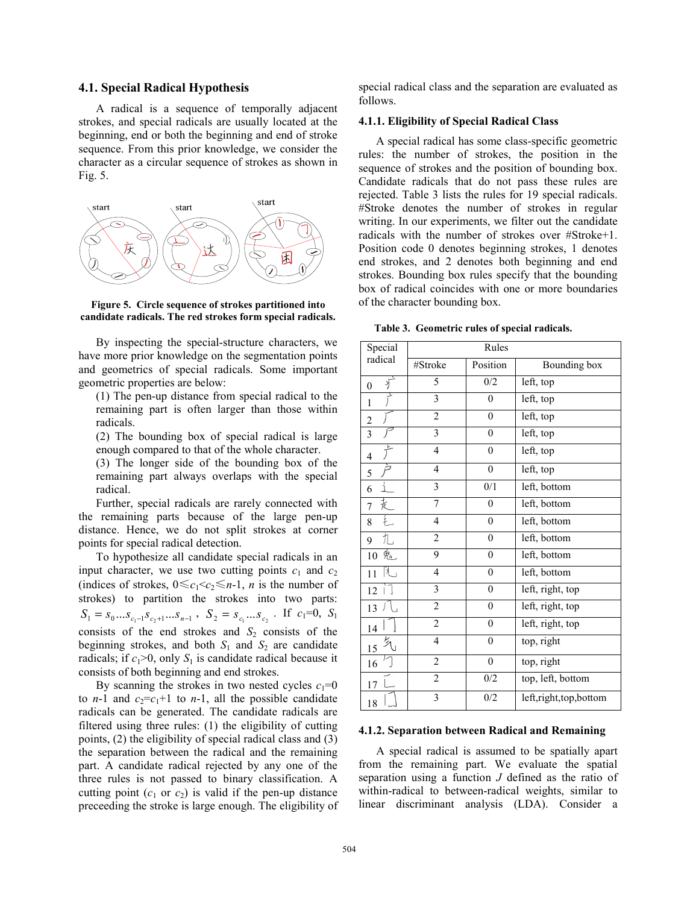### 4.1. Special Radical Hypothesis

A radical is a sequence of temporally adjacent strokes, and special radicals are usually located at the beginning, end or both the beginning and end of stroke sequence. From this prior knowledge, we consider the character as a circular sequence of strokes as shown in Fig. 5.

**Figure 5. Circle sequence of strokes partitioned into candidate radicals. The red strokes form special radicals.**

By inspecting the special-structure characters, we have more prior knowledge on the segmentation points and geometrics of special radicals. Some important geometric properties are below:

(1) The pen-up distance from special radical to the remaining part is often larger than those within radicals.

(2) The bounding box of special radical is large enough compared to that of the whole character.

(3) The longer side of the bounding box of the remaining part always overlaps with the special radical.

Further, special radicals are rarely connected with the remaining parts because of the large pen-up distance. Hence, we do not split strokes at corner points for special radical detection.

To hypothesize all candidate special radicals in an input character, we use two cutting points $c_1$ and $c_2$ (indices of strokes, $0 \leq c_1 < c_2 \leq n-1$, $n$ is the number of strokes) to partition the strokes into two parts: $S_1 = s_0 \ldots s_{c_1-1} s_{c_2+1} \ldots s_{n-1}$, $S_2 = s_{c_1} \ldots s_{c_2}$. If $c_1=0$, $S_1$ consists of the end strokes and $S_2$ consists of the beginning strokes, and both $S_1$ and $S_2$ are candidate radicals; if $c_1>0$, only $S_1$ is candidate radical because it consists of both beginning and end strokes.

By scanning the strokes in two nested cycles $c_1=0$ to $n-1$ and $c_2=c_1+1$ to $n-1$, all the possible candidate radicals can be generated. The candidate radicals are filtered using three rules: (1) the eligibility of cutting points, (2) the eligibility of special radical class and (3) the separation between the radical and the remaining part. A candidate radical rejected by any one of the three rules is not passed to binary classification. A cutting point ($c_1$ or $c_2$) is valid if the pen-up distance preceeding the stroke is large enough. The eligibility of special radical class and the separation are evaluated as follows.

#### 4.1.1. Eligibility of Special Radical Class

A special radical has some class-specific geometric rules: the number of strokes, the position in the sequence of strokes and the position of bounding box. Candidate radicals that do not pass these rules are rejected. Table 3 lists the rules for 19 special radicals. #Stroke denotes the number of strokes in regular writing. In our experiments, we filter out the candidate radicals with the number of strokes over #Stroke+1. Position code 0 denotes beginning strokes, 1 denotes end strokes, and 2 denotes both beginning and end strokes. Bounding box rules specify that the bounding box of radical coincides with one or more boundaries of the character bounding box.

**Table 3. Geometric rules of special radicals.**

| Special radical | Rules | | |
|---|---|---|---|
| | #Stroke | Position | Bounding box |
| 0 扌 | 5 | 0/2 | left, top |
| 1 亅 | 3 | 0 | left, top |
| 2 丿 | 2 | 0 | left, top |
| 3 尸 | 3 | 0 | left, top |
| 4 疒 | 4 | 0 | left, top |
| 5 户 | 4 | 0 | left, top |
| 6 辶 | 3 | 0/1 | left, bottom |
| 7 走 | 7 | 0 | left, bottom |
| 8 乚 | 4 | 0 | left, bottom |
| 9 九 | 2 | 0 | left, bottom |
| 10 鬼 | 9 | 0 | left, bottom |
| 11 风 | 4 | 0 | left, bottom |
| 12 门 | 3 | 0 | left, right, top |
| 13 几 | 2 | 0 | left, right, top |
| 14 冂 | 2 | 0 | left, right, top |
| 15 气 | 4 | 0 | top, right |
| 16 勹 | 2 | 0 | top, right |
| 17 匚 | 2 | 0/2 | top, left, bottom |
| 18 囗 | 3 | 0/2 | left,right,top,bottom |

#### 4.1.2. Separation between Radical and Remaining

A special radical is assumed to be spatially apart from the remaining part. We evaluate the spatial separation using a function $J$ defined as the ratio of within-radical to between-radical weights, similar to linear discriminant analysis (LDA). Consider a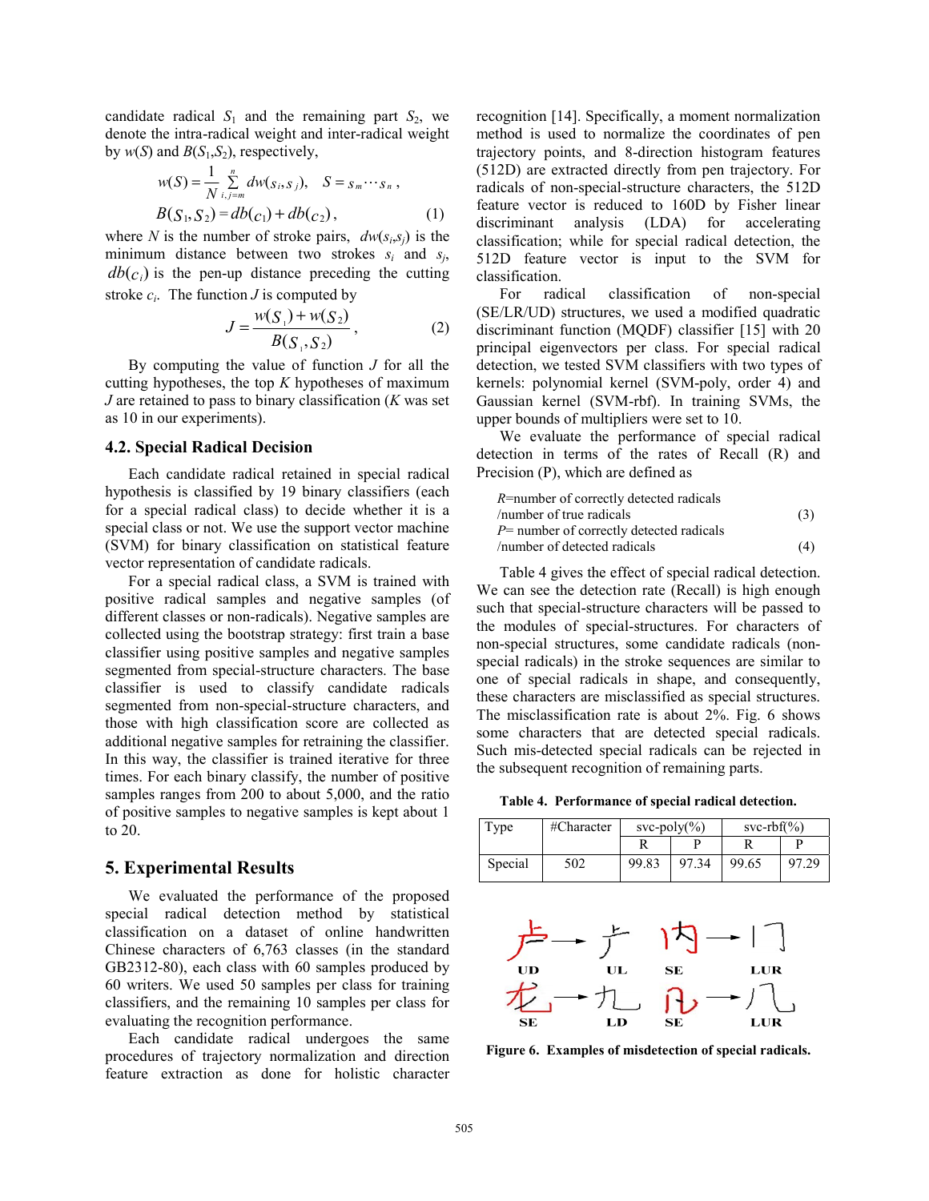candidate radical $S_1$ and the remaining part $S_2$, we denote the intra-radical weight and inter-radical weight by $w(S)$ and $B(S_1,S_2)$, respectively,

$$w(S) = \frac{1}{N}\sum_{i,j=m}^{n} dw(s_i, s_j), \quad S = s_m \cdots s_n\,,$$

$$B(S_1, S_2) = db(c_1) + db(c_2)\,, \qquad (1)$$

where $N$ is the number of stroke pairs, $dw(s_i,s_j)$ is the minimum distance between two strokes $s_i$ and $s_j$, $db(c_i)$ is the pen-up distance preceding the cutting stroke $c_i$. The function $J$ is computed by

$$J = \frac{w(S_1) + w(S_2)}{B(S_1, S_2)}\,, \qquad (2)$$

By computing the value of function $J$ for all the cutting hypotheses, the top $K$ hypotheses of maximum $J$ are retained to pass to binary classification ($K$ was set as 10 in our experiments).

### 4.2. Special Radical Decision

Each candidate radical retained in special radical hypothesis is classified by 19 binary classifiers (each for a special radical class) to decide whether it is a special class or not. We use the support vector machine (SVM) for binary classification on statistical feature vector representation of candidate radicals.

For a special radical class, a SVM is trained with positive radical samples and negative samples (of different classes or non-radicals). Negative samples are collected using the bootstrap strategy: first train a base classifier using positive samples and negative samples segmented from special-structure characters. The base classifier is used to classify candidate radicals segmented from non-special-structure characters, and those with high classification score are collected as additional negative samples for retraining the classifier. In this way, the classifier is trained iterative for three times. For each binary classify, the number of positive samples ranges from 200 to about 5,000, and the ratio of positive samples to negative samples is kept about 1 to 20.

## 5. Experimental Results

We evaluated the performance of the proposed special radical detection method by statistical classification on a dataset of online handwritten Chinese characters of 6,763 classes (in the standard GB2312-80), each class with 60 samples produced by 60 writers. We used 50 samples per class for training classifiers, and the remaining 10 samples per class for evaluating the recognition performance.

Each candidate radical undergoes the same procedures of trajectory normalization and direction feature extraction as done for holistic character recognition [14]. Specifically, a moment normalization method is used to normalize the coordinates of pen trajectory points, and 8-direction histogram features (512D) are extracted directly from pen trajectory. For radicals of non-special-structure characters, the 512D feature vector is reduced to 160D by Fisher linear discriminant analysis (LDA) for accelerating classification; while for special radical detection, the 512D feature vector is input to the SVM for classification.

For radical classification of non-special (SE/LR/UD) structures, we used a modified quadratic discriminant function (MQDF) classifier [15] with 20 principal eigenvectors per class. For special radical detection, we tested SVM classifiers with two types of kernels: polynomial kernel (SVM-poly, order 4) and Gaussian kernel (SVM-rbf). In training SVMs, the upper bounds of multipliers were set to 10.

We evaluate the performance of special radical detection in terms of the rates of Recall (R) and Precision (P), which are defined as

$R$=number of correctly detected radicals /number of true radicals (3)

$P$= number of correctly detected radicals /number of detected radicals (4)

Table 4 gives the effect of special radical detection. We can see the detection rate (Recall) is high enough such that special-structure characters will be passed to the modules of special-structures. For characters of non-special structures, some candidate radicals (non-special radicals) in the stroke sequences are similar to one of special radicals in shape, and consequently, these characters are misclassified as special structures. The misclassification rate is about 2%. Fig. 6 shows some characters that are detected special radicals. Such mis-detected special radicals can be rejected in the subsequent recognition of remaining parts.

**Table 4. Performance of special radical detection.**

| Type | #Character | svc-poly(%) | | svc-rbf(%) | |
|---|---|---|---|---|---|
| | | R | P | R | P |
| Special | 502 | 99.83 | 97.34 | 99.65 | 97.29 |

UD → UL &nbsp;&nbsp; SE → LUR

SE → LD &nbsp;&nbsp; SE → LUR

**Figure 6. Examples of misdetection of special radicals.**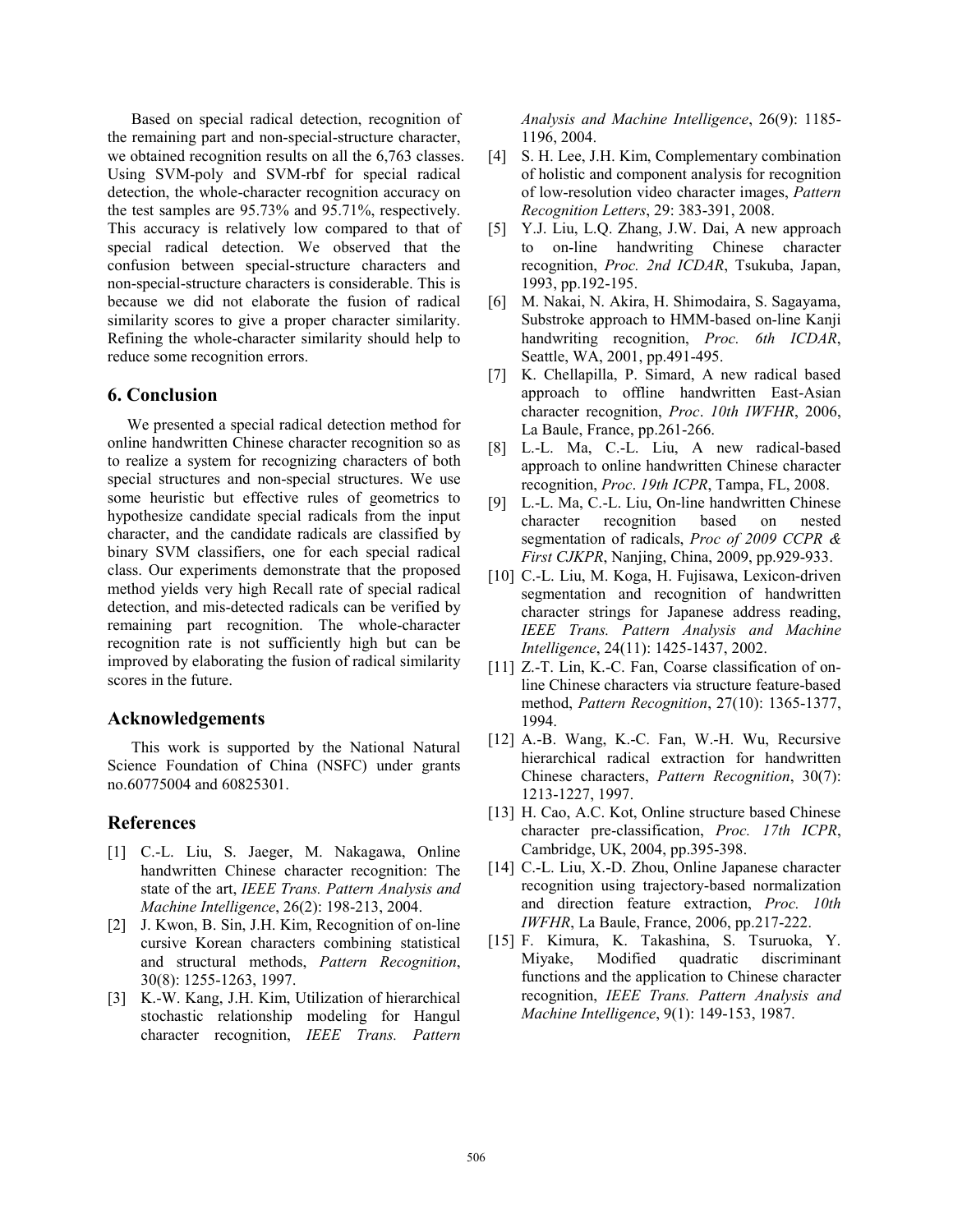Based on special radical detection, recognition of the remaining part and non-special-structure character, we obtained recognition results on all the 6,763 classes. Using SVM-poly and SVM-rbf for special radical detection, the whole-character recognition accuracy on the test samples are 95.73% and 95.71%, respectively. This accuracy is relatively low compared to that of special radical detection. We observed that the confusion between special-structure characters and non-special-structure characters is considerable. This is because we did not elaborate the fusion of radical similarity scores to give a proper character similarity. Refining the whole-character similarity should help to reduce some recognition errors.

## 6. Conclusion

We presented a special radical detection method for online handwritten Chinese character recognition so as to realize a system for recognizing characters of both special structures and non-special structures. We use some heuristic but effective rules of geometrics to hypothesize candidate special radicals from the input character, and the candidate radicals are classified by binary SVM classifiers, one for each special radical class. Our experiments demonstrate that the proposed method yields very high Recall rate of special radical detection, and mis-detected radicals can be verified by remaining part recognition. The whole-character recognition rate is not sufficiently high but can be improved by elaborating the fusion of radical similarity scores in the future.

## Acknowledgements

This work is supported by the National Natural Science Foundation of China (NSFC) under grants no.60775004 and 60825301.

## References

[1] C.-L. Liu, S. Jaeger, M. Nakagawa, Online handwritten Chinese character recognition: The state of the art, *IEEE Trans. Pattern Analysis and Machine Intelligence*, 26(2): 198-213, 2004.

[2] J. Kwon, B. Sin, J.H. Kim, Recognition of on-line cursive Korean characters combining statistical and structural methods, *Pattern Recognition*, 30(8): 1255-1263, 1997.

[3] K.-W. Kang, J.H. Kim, Utilization of hierarchical stochastic relationship modeling for Hangul character recognition, *IEEE Trans. Pattern Analysis and Machine Intelligence*, 26(9): 1185-1196, 2004.

[4] S. H. Lee, J.H. Kim, Complementary combination of holistic and component analysis for recognition of low-resolution video character images, *Pattern Recognition Letters*, 29: 383-391, 2008.

[5] Y.J. Liu, L.Q. Zhang, J.W. Dai, A new approach to on-line handwriting Chinese character recognition, *Proc. 2nd ICDAR*, Tsukuba, Japan, 1993, pp.192-195.

[6] M. Nakai, N. Akira, H. Shimodaira, S. Sagayama, Substroke approach to HMM-based on-line Kanji handwriting recognition, *Proc. 6th ICDAR*, Seattle, WA, 2001, pp.491-495.

[7] K. Chellapilla, P. Simard, A new radical based approach to offline handwritten East-Asian character recognition, *Proc. 10th IWFHR*, 2006, La Baule, France, pp.261-266.

[8] L.-L. Ma, C.-L. Liu, A new radical-based approach to online handwritten Chinese character recognition, *Proc. 19th ICPR*, Tampa, FL, 2008.

[9] L.-L. Ma, C.-L. Liu, On-line handwritten Chinese character recognition based on nested segmentation of radicals, *Proc of 2009 CCPR & First CJKPR*, Nanjing, China, 2009, pp.929-933.

[10] C.-L. Liu, M. Koga, H. Fujisawa, Lexicon-driven segmentation and recognition of handwritten character strings for Japanese address reading, *IEEE Trans. Pattern Analysis and Machine Intelligence*, 24(11): 1425-1437, 2002.

[11] Z.-T. Lin, K.-C. Fan, Coarse classification of on-line Chinese characters via structure feature-based method, *Pattern Recognition*, 27(10): 1365-1377, 1994.

[12] A.-B. Wang, K.-C. Fan, W.-H. Wu, Recursive hierarchical radical extraction for handwritten Chinese characters, *Pattern Recognition*, 30(7): 1213-1227, 1997.

[13] H. Cao, A.C. Kot, Online structure based Chinese character pre-classification, *Proc. 17th ICPR*, Cambridge, UK, 2004, pp.395-398.

[14] C.-L. Liu, X.-D. Zhou, Online Japanese character recognition using trajectory-based normalization and direction feature extraction, *Proc. 10th IWFHR*, La Baule, France, 2006, pp.217-222.

[15] F. Kimura, K. Takashina, S. Tsuruoka, Y. Miyake, Modified quadratic discriminant functions and the application to Chinese character recognition, *IEEE Trans. Pattern Analysis and Machine Intelligence*, 9(1): 149-153, 1987.